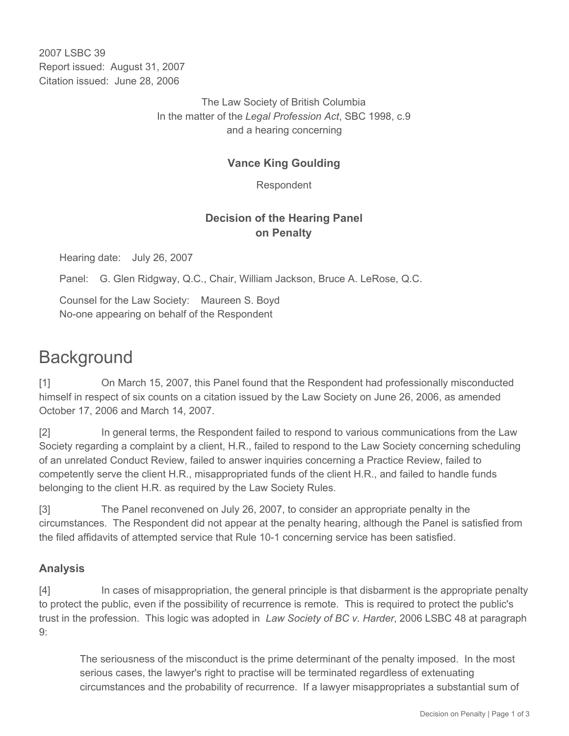2007 LSBC 39
Report issued: August 31, 2007
Citation issued: June 28, 2006

The Law Society of British Columbia
In the matter of the *Legal Profession Act*, SBC 1998, c.9
and a hearing concerning

**Vance King Goulding**

Respondent

**Decision of the Hearing Panel on Penalty**

Hearing date: July 26, 2007

Panel: G. Glen Ridgway, Q.C., Chair, William Jackson, Bruce A. LeRose, Q.C.

Counsel for the Law Society: Maureen S. Boyd
No-one appearing on behalf of the Respondent

# Background

[1] On March 15, 2007, this Panel found that the Respondent had professionally misconducted himself in respect of six counts on a citation issued by the Law Society on June 26, 2006, as amended October 17, 2006 and March 14, 2007.

[2] In general terms, the Respondent failed to respond to various communications from the Law Society regarding a complaint by a client, H.R., failed to respond to the Law Society concerning scheduling of an unrelated Conduct Review, failed to answer inquiries concerning a Practice Review, failed to competently serve the client H.R., misappropriated funds of the client H.R., and failed to handle funds belonging to the client H.R. as required by the Law Society Rules.

[3] The Panel reconvened on July 26, 2007, to consider an appropriate penalty in the circumstances. The Respondent did not appear at the penalty hearing, although the Panel is satisfied from the filed affidavits of attempted service that Rule 10-1 concerning service has been satisfied.

## Analysis

[4] In cases of misappropriation, the general principle is that disbarment is the appropriate penalty to protect the public, even if the possibility of recurrence is remote. This is required to protect the public's trust in the profession. This logic was adopted in *Law Society of BC v. Harder*, 2006 LSBC 48 at paragraph 9:

> The seriousness of the misconduct is the prime determinant of the penalty imposed. In the most serious cases, the lawyer's right to practise will be terminated regardless of extenuating circumstances and the probability of recurrence. If a lawyer misappropriates a substantial sum of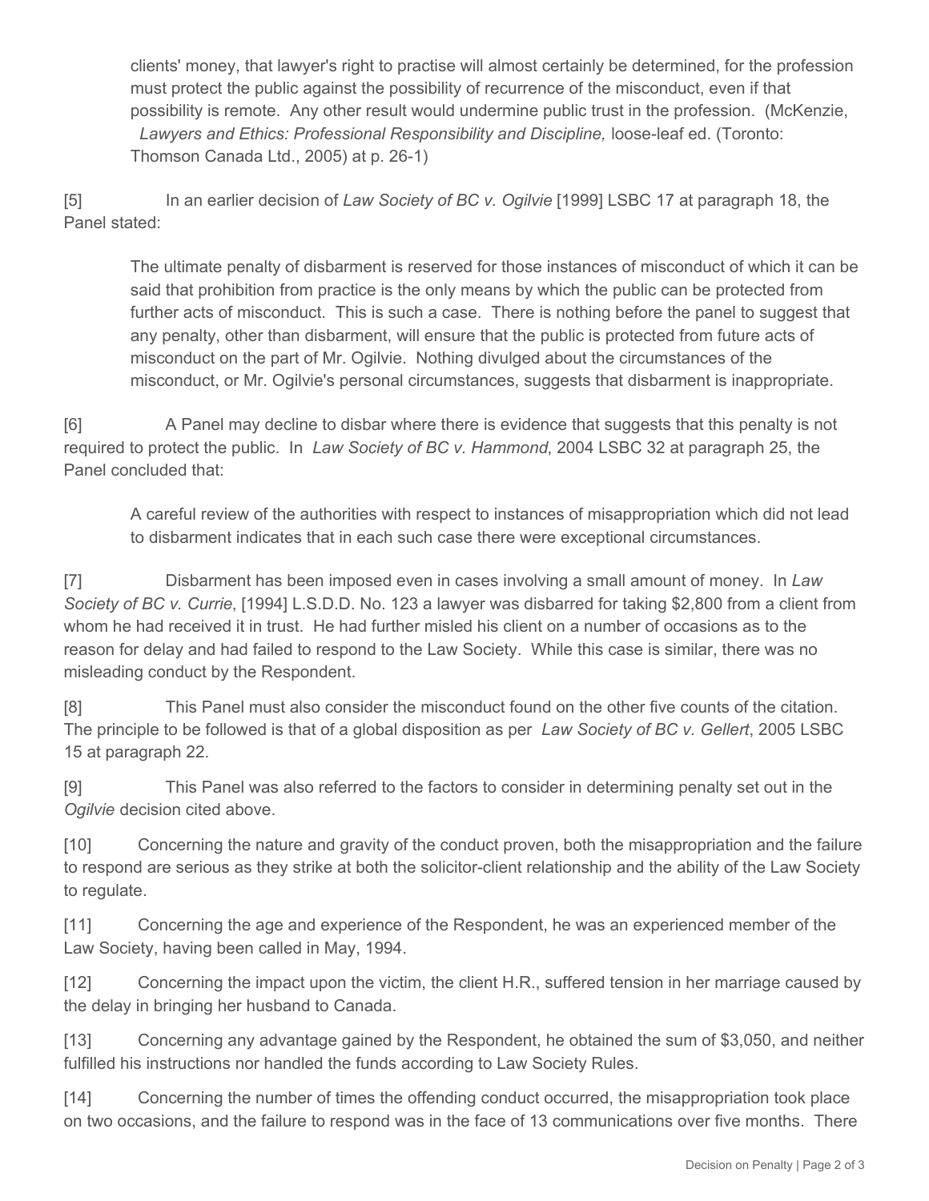clients' money, that lawyer's right to practise will almost certainly be determined, for the profession must protect the public against the possibility of recurrence of the misconduct, even if that possibility is remote. Any other result would undermine public trust in the profession. (McKenzie, *Lawyers and Ethics: Professional Responsibility and Discipline,* loose-leaf ed. (Toronto: Thomson Canada Ltd., 2005) at p. 26-1)

[5] In an earlier decision of *Law Society of BC v. Ogilvie* [1999] LSBC 17 at paragraph 18, the Panel stated:

> The ultimate penalty of disbarment is reserved for those instances of misconduct of which it can be said that prohibition from practice is the only means by which the public can be protected from further acts of misconduct. This is such a case. There is nothing before the panel to suggest that any penalty, other than disbarment, will ensure that the public is protected from future acts of misconduct on the part of Mr. Ogilvie. Nothing divulged about the circumstances of the misconduct, or Mr. Ogilvie's personal circumstances, suggests that disbarment is inappropriate.

[6] A Panel may decline to disbar where there is evidence that suggests that this penalty is not required to protect the public. In *Law Society of BC v. Hammond*, 2004 LSBC 32 at paragraph 25, the Panel concluded that:

> A careful review of the authorities with respect to instances of misappropriation which did not lead to disbarment indicates that in each such case there were exceptional circumstances.

[7] Disbarment has been imposed even in cases involving a small amount of money. In *Law Society of BC v. Currie*, [1994] L.S.D.D. No. 123 a lawyer was disbarred for taking $2,800 from a client from whom he had received it in trust. He had further misled his client on a number of occasions as to the reason for delay and had failed to respond to the Law Society. While this case is similar, there was no misleading conduct by the Respondent.

[8] This Panel must also consider the misconduct found on the other five counts of the citation. The principle to be followed is that of a global disposition as per *Law Society of BC v. Gellert*, 2005 LSBC 15 at paragraph 22.

[9] This Panel was also referred to the factors to consider in determining penalty set out in the *Ogilvie* decision cited above.

[10] Concerning the nature and gravity of the conduct proven, both the misappropriation and the failure to respond are serious as they strike at both the solicitor-client relationship and the ability of the Law Society to regulate.

[11] Concerning the age and experience of the Respondent, he was an experienced member of the Law Society, having been called in May, 1994.

[12] Concerning the impact upon the victim, the client H.R., suffered tension in her marriage caused by the delay in bringing her husband to Canada.

[13] Concerning any advantage gained by the Respondent, he obtained the sum of $3,050, and neither fulfilled his instructions nor handled the funds according to Law Society Rules.

[14] Concerning the number of times the offending conduct occurred, the misappropriation took place on two occasions, and the failure to respond was in the face of 13 communications over five months. There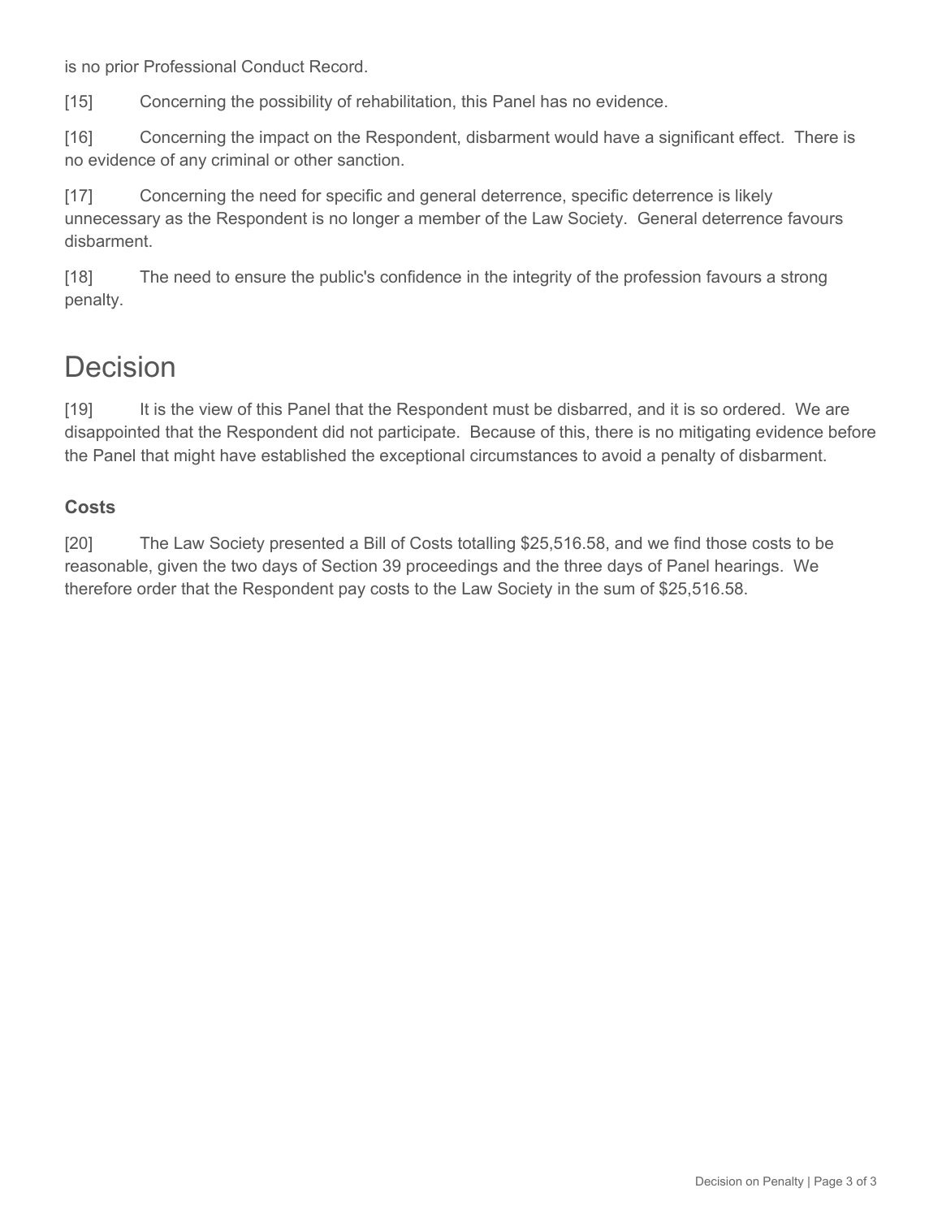is no prior Professional Conduct Record.

[15] Concerning the possibility of rehabilitation, this Panel has no evidence.

[16] Concerning the impact on the Respondent, disbarment would have a significant effect. There is no evidence of any criminal or other sanction.

[17] Concerning the need for specific and general deterrence, specific deterrence is likely unnecessary as the Respondent is no longer a member of the Law Society. General deterrence favours disbarment.

[18] The need to ensure the public's confidence in the integrity of the profession favours a strong penalty.

# Decision

[19] It is the view of this Panel that the Respondent must be disbarred, and it is so ordered. We are disappointed that the Respondent did not participate. Because of this, there is no mitigating evidence before the Panel that might have established the exceptional circumstances to avoid a penalty of disbarment.

### Costs

[20] The Law Society presented a Bill of Costs totalling $25,516.58, and we find those costs to be reasonable, given the two days of Section 39 proceedings and the three days of Panel hearings. We therefore order that the Respondent pay costs to the Law Society in the sum of $25,516.58.